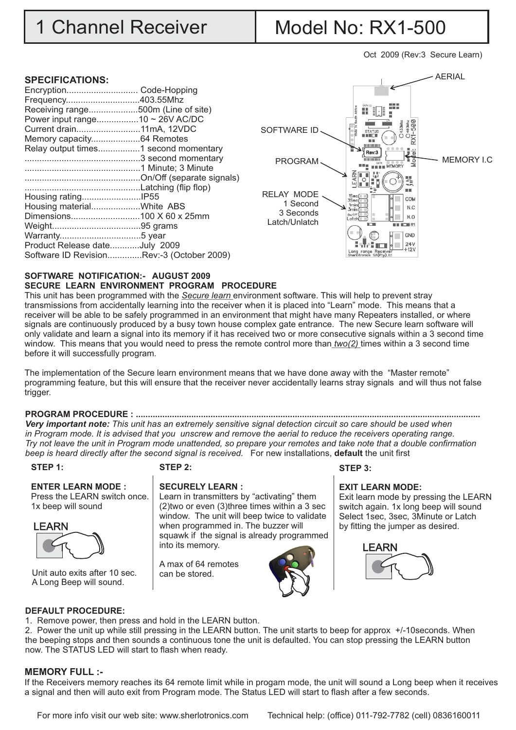# 1 Channel Receiver | Model No: RX1-500

Oct 2009 (Rev:3 Secure Learn)

## SPECIFICATIONS:

Encryption............................ Code-Hopping
Frequency.............................403.55Mhz
Receiving range...................500m (Line of site)
Power input range.................10 ~ 26V AC/DC
Current drain..........................11mA, 12VDC
Memory capacity....................64 Remotes
Relay output times.................1 second momentary
..............................................3 second momentary
..............................................1 Minute; 3 Minute
..............................................On/Off (separate signals)
..............................................Latching (flip flop)
Housing rating........................IP55
Housing material....................White ABS
Dimensions............................100 X 60 x 25mm
Weight....................................95 grams
Warranty.................................5 year
Product Release date............July 2009
Software ID Revision.............Rev:-3 (October 2009)

AERIAL
SOFTWARE ID
PROGRAM
MEMORY I.C
RELAY MODE
1 Second
3 Seconds
Latch/Unlatch

### SOFTWARE NOTIFICATION:- AUGUST 2009
### SECURE LEARN ENVIRONMENT PROGRAM PROCEDURE

This unit has been programmed with the *Secure learn* environment software. This will help to prevent stray transmissions from accidentally learning into the receiver when it is placed into "Learn" mode. This means that a receiver will be able to be safely programmed in an environment that might have many Repeaters installed, or where signals are continuously produced by a busy town house complex gate entrance. The new Secure learn software will only validate and learn a signal into its memory if it has received two or more consecutive signals within a 3 second time window. This means that you would need to press the remote control more than *two(2)* times within a 3 second time before it will successfully program.

The implementation of the Secure learn environment means that we have done away with the "Master remote" programming feature, but this will ensure that the receiver never accidentally learns stray signals and will thus not false trigger.

### PROGRAM PROCEDURE : ..........................................................................................................................................

***Very important note:*** *This unit has an extremely sensitive signal detection circuit so care should be used when in Program mode. It is advised that you unscrew and remove the aerial to reduce the receivers operating range. Try not leave the unit in Program mode unattended, so prepare your remotes and take note that a double confirmation beep is heard directly after the second signal is received.* For new installations, **default** the unit first

**STEP 1:**

**ENTER LEARN MODE :**
Press the LEARN switch once. 1x beep will sound

LEARN

Unit auto exits after 10 sec. A Long Beep will sound.

**STEP 2:**

**SECURELY LEARN :**
Learn in transmitters by "activating" them (2)two or even (3)three times within a 3 sec window. The unit will beep twice to validate when programmed in. The buzzer will squawk if the signal is already programmed into its memory.

A max of 64 remotes can be stored.

**STEP 3:**

**EXIT LEARN MODE:**
Exit learn mode by pressing the LEARN switch again. 1x long beep will sound Select 1sec, 3sec, 3Minute or Latch by fitting the jumper as desired.

LEARN

### DEFAULT PROCEDURE:

1. Remove power, then press and hold in the LEARN button.
2. Power the unit up while still pressing in the LEARN button. The unit starts to beep for approx +/-10seconds. When the beeping stops and then sounds a continuous tone the unit is defaulted. You can stop pressing the LEARN button now. The STATUS LED will start to flash when ready.

### MEMORY FULL :-

If the Receivers memory reaches its 64 remote limit while in progam mode, the unit will sound a Long beep when it receives a signal and then will auto exit from Program mode. The Status LED will start to flash after a few seconds.

For more info visit our web site: www.sherlotronics.com Technical help: (office) 011-792-7782 (cell) 0836160011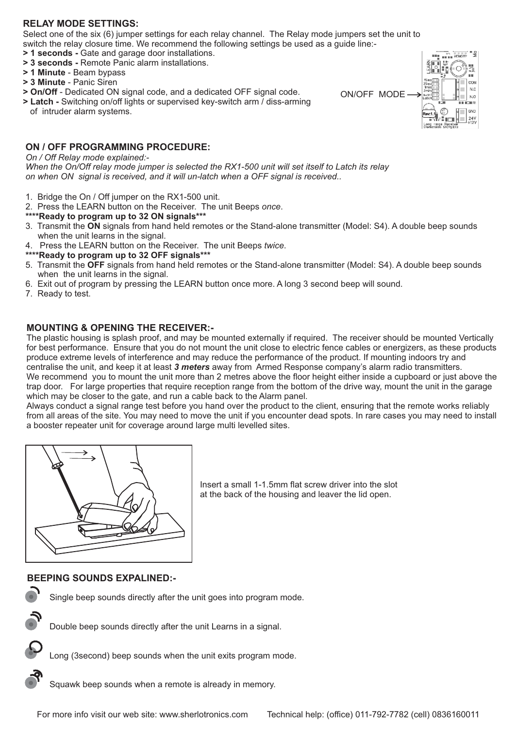## RELAY MODE SETTINGS:

Select one of the six (6) jumper settings for each relay channel. The Relay mode jumpers set the unit to switch the relay closure time. We recommend the following settings be used as a guide line:-

**> 1 seconds -** Gate and garage door installations.
**> 3 seconds -** Remote Panic alarm installations.
**> 1 Minute** - Beam bypass
**> 3 Minute** - Panic Siren
**> On/Off** - Dedicated ON signal code, and a dedicated OFF signal code.
**> Latch -** Switching on/off lights or supervised key-switch arm / diss-arming of intruder alarm systems.

ON/OFF MODE

## ON / OFF PROGRAMMING PROCEDURE:

*On / Off Relay mode explained:-*
*When the On/Off relay mode jumper is selected the RX1-500 unit will set itself to Latch its relay on when ON signal is received, and it will un-latch when a OFF signal is received..*

1. Bridge the On / Off jumper on the RX1-500 unit.
2. Press the LEARN button on the Receiver. The unit Beeps *once*.

**\*\*\*\*Ready to program up to 32 ON signals\*\*\***

3. Transmit the **ON** signals from hand held remotes or the Stand-alone transmitter (Model: S4). A double beep sounds when the unit learns in the signal.
4. Press the LEARN button on the Receiver. The unit Beeps *twice.*

**\*\*\*\*Ready to program up to 32 OFF signals\*\*\***

5. Transmit the **OFF** signals from hand held remotes or the Stand-alone transmitter (Model: S4). A double beep sounds when the unit learns in the signal.
6. Exit out of program by pressing the LEARN button once more. A long 3 second beep will sound.
7. Ready to test.

## MOUNTING & OPENING THE RECEIVER:-

The plastic housing is splash proof, and may be mounted externally if required. The receiver should be mounted Vertically for best performance. Ensure that you do not mount the unit close to electric fence cables or energizers, as these products produce extreme levels of interference and may reduce the performance of the product. If mounting indoors try and centralise the unit, and keep it at least ***3 meters*** away from Armed Response company's alarm radio transmitters.
We recommend you to mount the unit more than 2 metres above the floor height either inside a cupboard or just above the trap door. For large properties that require reception range from the bottom of the drive way, mount the unit in the garage which may be closer to the gate, and run a cable back to the Alarm panel.
Always conduct a signal range test before you hand over the product to the client, ensuring that the remote works reliably from all areas of the site. You may need to move the unit if you encounter dead spots. In rare cases you may need to install a booster repeater unit for coverage around large multi levelled sites.

Insert a small 1-1.5mm flat screw driver into the slot at the back of the housing and leaver the lid open.

## BEEPING SOUNDS EXPALINED:-

Single beep sounds directly after the unit goes into program mode.

Double beep sounds directly after the unit Learns in a signal.

Long (3second) beep sounds when the unit exits program mode.

Squawk beep sounds when a remote is already in memory.

For more info visit our web site: www.sherlotronics.com Technical help: (office) 011-792-7782 (cell) 0836160011